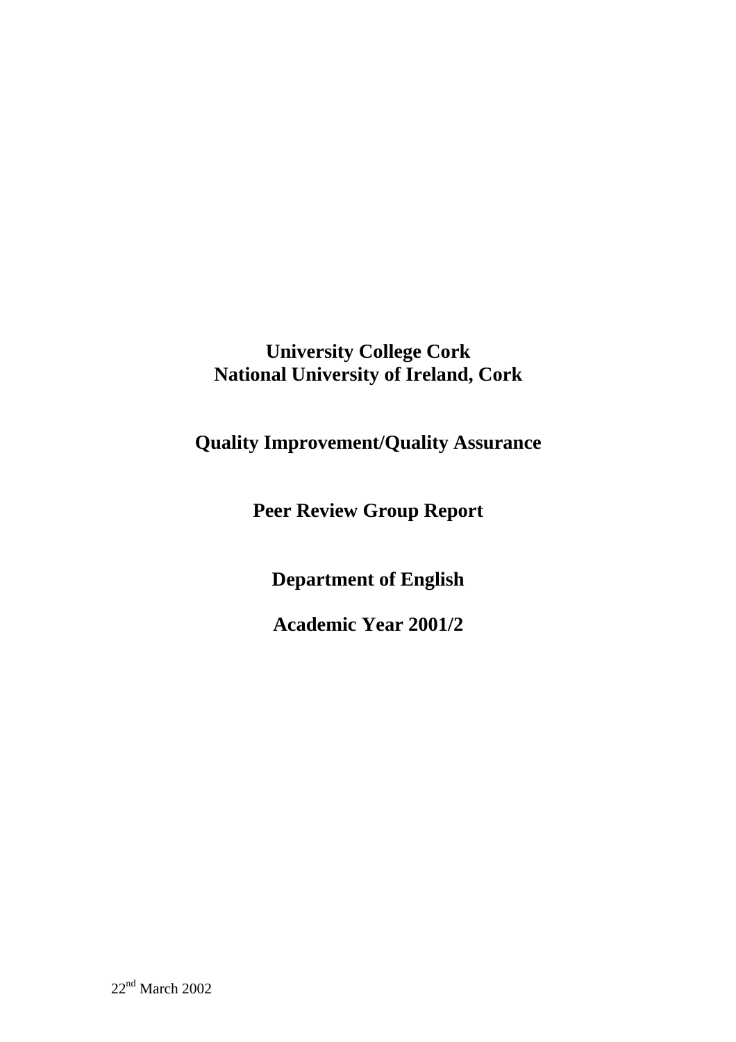# University College Cork
# National University of Ireland, Cork

## Quality Improvement/Quality Assurance

## Peer Review Group Report

## Department of English

## Academic Year 2001/2

22nd March 2002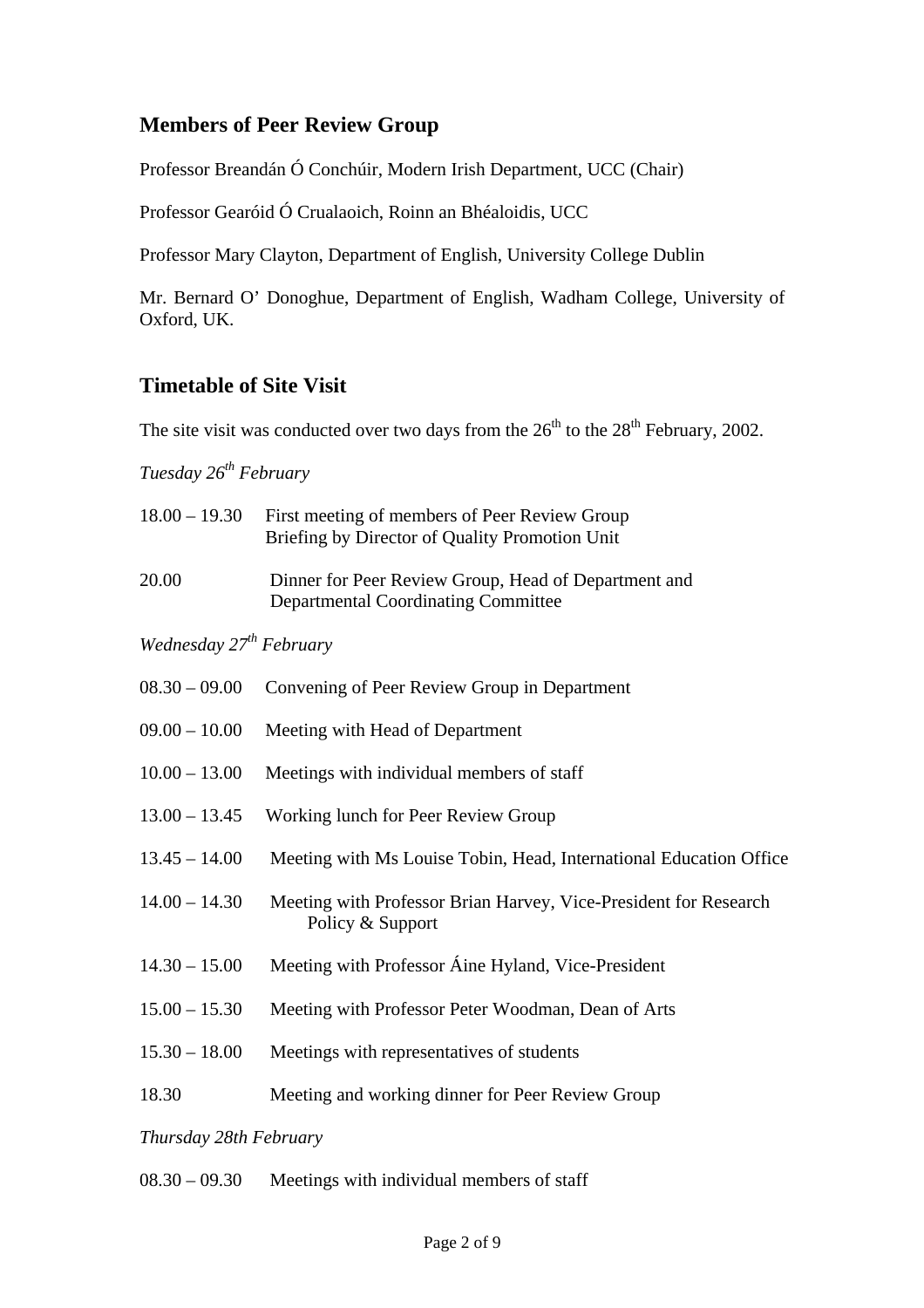## Members of Peer Review Group

Professor Breandán Ó Conchúir, Modern Irish Department, UCC (Chair)

Professor Gearóid Ó Crualaoich, Roinn an Bhéaloidis, UCC

Professor Mary Clayton, Department of English, University College Dublin

Mr. Bernard O' Donoghue, Department of English, Wadham College, University of Oxford, UK.

## Timetable of Site Visit

The site visit was conducted over two days from the 26th to the 28th February, 2002.

*Tuesday 26th February*

| | |
|---|---|
| 18.00 – 19.30 | First meeting of members of Peer Review Group<br>Briefing by Director of Quality Promotion Unit |
| 20.00 | Dinner for Peer Review Group, Head of Department and Departmental Coordinating Committee |

*Wednesday 27th February*

| | |
|---|---|
| 08.30 – 09.00 | Convening of Peer Review Group in Department |
| 09.00 – 10.00 | Meeting with Head of Department |
| 10.00 – 13.00 | Meetings with individual members of staff |
| 13.00 – 13.45 | Working lunch for Peer Review Group |
| 13.45 – 14.00 | Meeting with Ms Louise Tobin, Head, International Education Office |
| 14.00 – 14.30 | Meeting with Professor Brian Harvey, Vice-President for Research Policy & Support |
| 14.30 – 15.00 | Meeting with Professor Áine Hyland, Vice-President |
| 15.00 – 15.30 | Meeting with Professor Peter Woodman, Dean of Arts |
| 15.30 – 18.00 | Meetings with representatives of students |
| 18.30 | Meeting and working dinner for Peer Review Group |

*Thursday 28th February*

| | |
|---|---|
| 08.30 – 09.30 | Meetings with individual members of staff |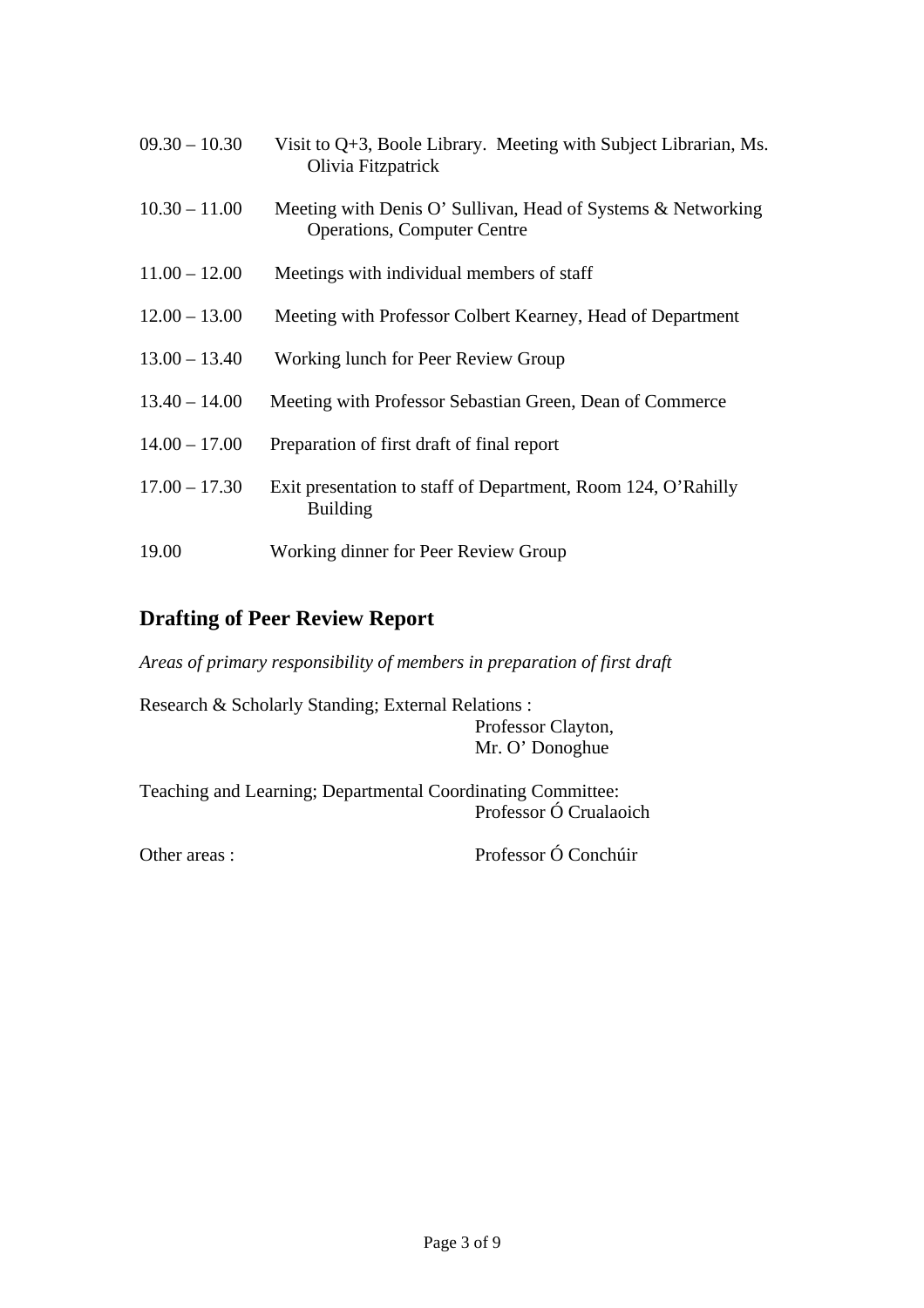| | |
|---|---|
| 09.30 – 10.30 | Visit to Q+3, Boole Library. Meeting with Subject Librarian, Ms. Olivia Fitzpatrick |
| 10.30 – 11.00 | Meeting with Denis O' Sullivan, Head of Systems & Networking Operations, Computer Centre |
| 11.00 – 12.00 | Meetings with individual members of staff |
| 12.00 – 13.00 | Meeting with Professor Colbert Kearney, Head of Department |
| 13.00 – 13.40 | Working lunch for Peer Review Group |
| 13.40 – 14.00 | Meeting with Professor Sebastian Green, Dean of Commerce |
| 14.00 – 17.00 | Preparation of first draft of final report |
| 17.00 – 17.30 | Exit presentation to staff of Department, Room 124, O'Rahilly Building |
| 19.00 | Working dinner for Peer Review Group |

## Drafting of Peer Review Report

*Areas of primary responsibility of members in preparation of first draft*

Research & Scholarly Standing; External Relations :
Professor Clayton,
Mr. O' Donoghue

Teaching and Learning; Departmental Coordinating Committee:
Professor Ó Crualaoich

Other areas : Professor Ó Conchúir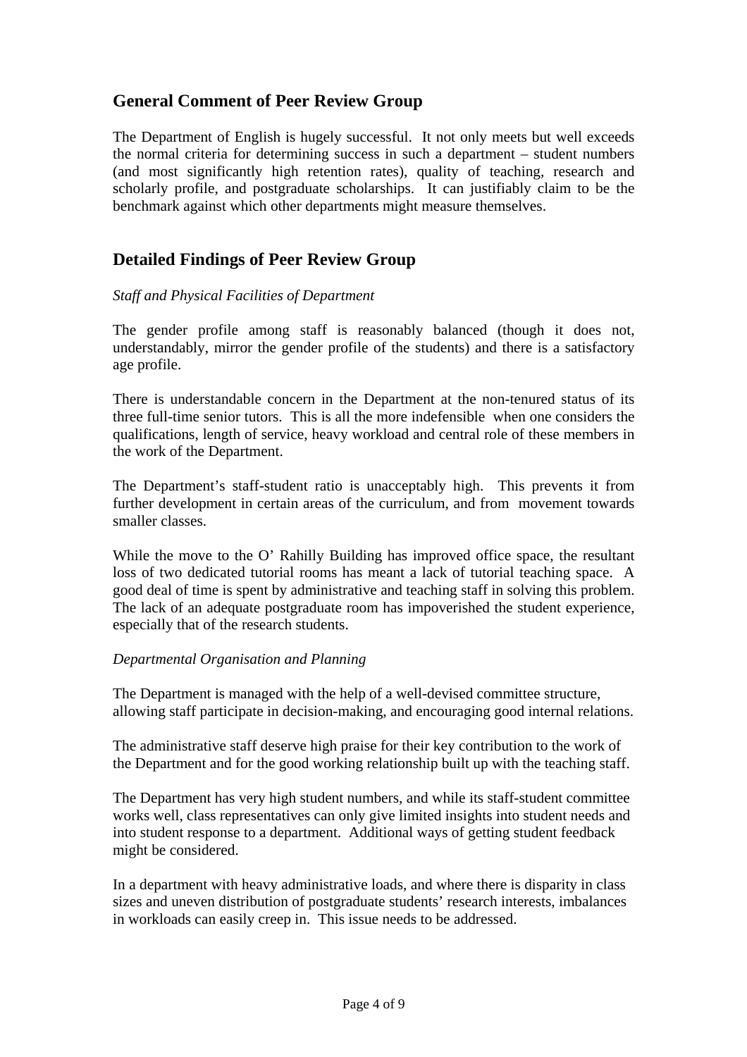## General Comment of Peer Review Group

The Department of English is hugely successful. It not only meets but well exceeds the normal criteria for determining success in such a department – student numbers (and most significantly high retention rates), quality of teaching, research and scholarly profile, and postgraduate scholarships. It can justifiably claim to be the benchmark against which other departments might measure themselves.

## Detailed Findings of Peer Review Group

*Staff and Physical Facilities of Department*

The gender profile among staff is reasonably balanced (though it does not, understandably, mirror the gender profile of the students) and there is a satisfactory age profile.

There is understandable concern in the Department at the non-tenured status of its three full-time senior tutors. This is all the more indefensible when one considers the qualifications, length of service, heavy workload and central role of these members in the work of the Department.

The Department's staff-student ratio is unacceptably high. This prevents it from further development in certain areas of the curriculum, and from movement towards smaller classes.

While the move to the O' Rahilly Building has improved office space, the resultant loss of two dedicated tutorial rooms has meant a lack of tutorial teaching space. A good deal of time is spent by administrative and teaching staff in solving this problem. The lack of an adequate postgraduate room has impoverished the student experience, especially that of the research students.

*Departmental Organisation and Planning*

The Department is managed with the help of a well-devised committee structure, allowing staff participate in decision-making, and encouraging good internal relations.

The administrative staff deserve high praise for their key contribution to the work of the Department and for the good working relationship built up with the teaching staff.

The Department has very high student numbers, and while its staff-student committee works well, class representatives can only give limited insights into student needs and into student response to a department. Additional ways of getting student feedback might be considered.

In a department with heavy administrative loads, and where there is disparity in class sizes and uneven distribution of postgraduate students' research interests, imbalances in workloads can easily creep in. This issue needs to be addressed.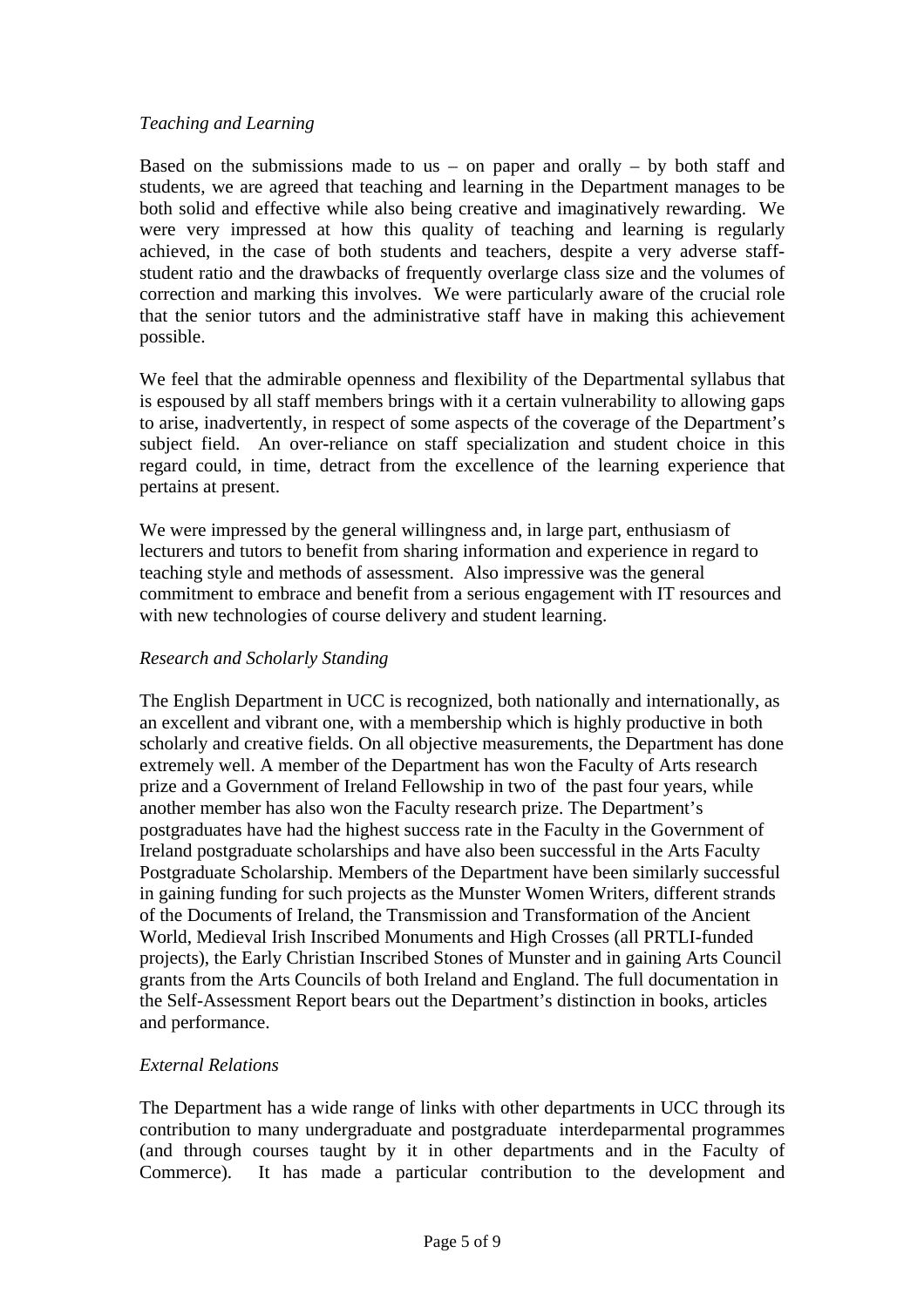*Teaching and Learning*

Based on the submissions made to us – on paper and orally – by both staff and students, we are agreed that teaching and learning in the Department manages to be both solid and effective while also being creative and imaginatively rewarding. We were very impressed at how this quality of teaching and learning is regularly achieved, in the case of both students and teachers, despite a very adverse staff-student ratio and the drawbacks of frequently overlarge class size and the volumes of correction and marking this involves. We were particularly aware of the crucial role that the senior tutors and the administrative staff have in making this achievement possible.

We feel that the admirable openness and flexibility of the Departmental syllabus that is espoused by all staff members brings with it a certain vulnerability to allowing gaps to arise, inadvertently, in respect of some aspects of the coverage of the Department's subject field. An over-reliance on staff specialization and student choice in this regard could, in time, detract from the excellence of the learning experience that pertains at present.

We were impressed by the general willingness and, in large part, enthusiasm of lecturers and tutors to benefit from sharing information and experience in regard to teaching style and methods of assessment. Also impressive was the general commitment to embrace and benefit from a serious engagement with IT resources and with new technologies of course delivery and student learning.

*Research and Scholarly Standing*

The English Department in UCC is recognized, both nationally and internationally, as an excellent and vibrant one, with a membership which is highly productive in both scholarly and creative fields. On all objective measurements, the Department has done extremely well. A member of the Department has won the Faculty of Arts research prize and a Government of Ireland Fellowship in two of the past four years, while another member has also won the Faculty research prize. The Department's postgraduates have had the highest success rate in the Faculty in the Government of Ireland postgraduate scholarships and have also been successful in the Arts Faculty Postgraduate Scholarship. Members of the Department have been similarly successful in gaining funding for such projects as the Munster Women Writers, different strands of the Documents of Ireland, the Transmission and Transformation of the Ancient World, Medieval Irish Inscribed Monuments and High Crosses (all PRTLI-funded projects), the Early Christian Inscribed Stones of Munster and in gaining Arts Council grants from the Arts Councils of both Ireland and England. The full documentation in the Self-Assessment Report bears out the Department's distinction in books, articles and performance.

*External Relations*

The Department has a wide range of links with other departments in UCC through its contribution to many undergraduate and postgraduate interdeparmental programmes (and through courses taught by it in other departments and in the Faculty of Commerce). It has made a particular contribution to the development and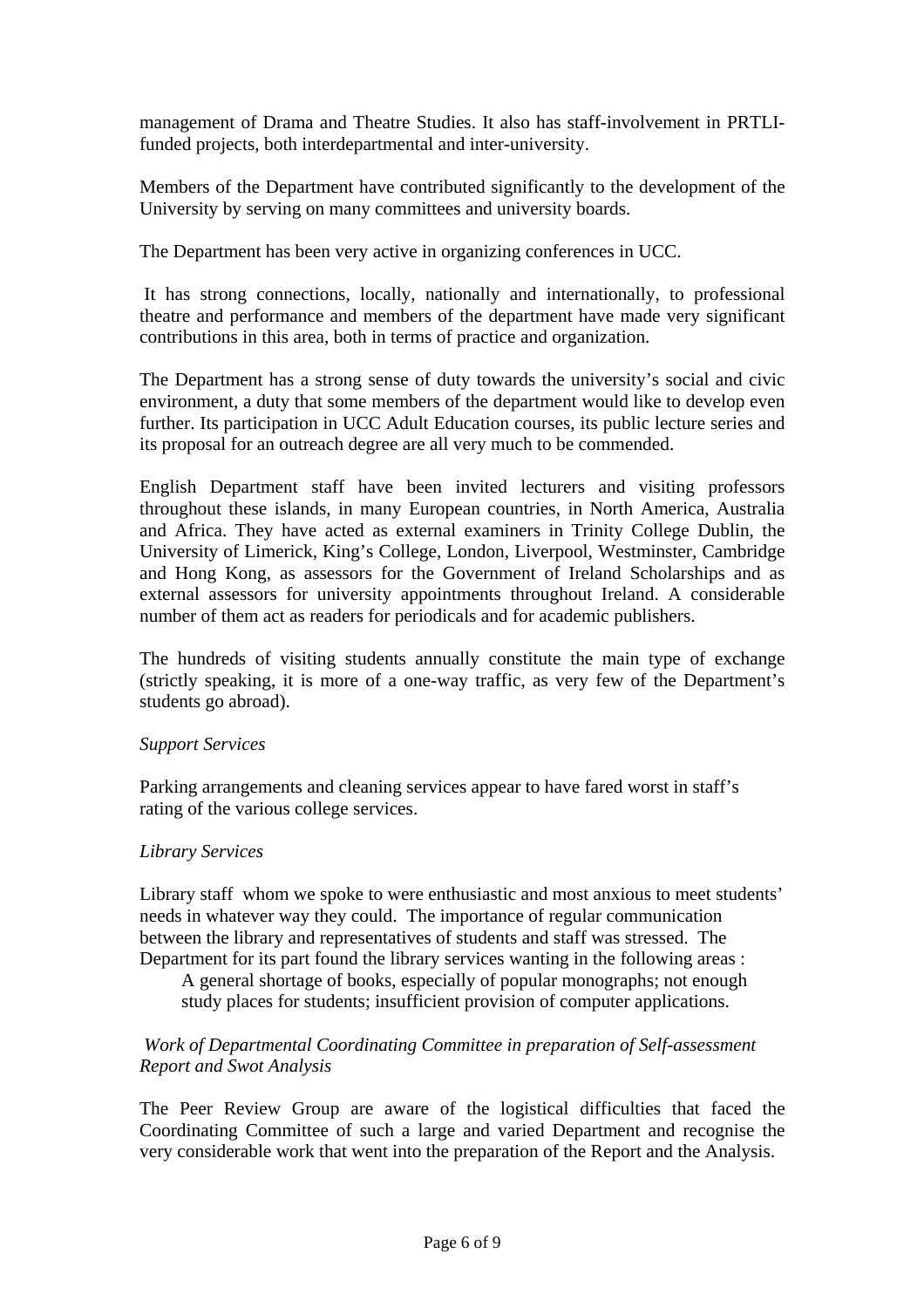management of Drama and Theatre Studies. It also has staff-involvement in PRTLI-funded projects, both interdepartmental and inter-university.

Members of the Department have contributed significantly to the development of the University by serving on many committees and university boards.

The Department has been very active in organizing conferences in UCC.

It has strong connections, locally, nationally and internationally, to professional theatre and performance and members of the department have made very significant contributions in this area, both in terms of practice and organization.

The Department has a strong sense of duty towards the university's social and civic environment, a duty that some members of the department would like to develop even further. Its participation in UCC Adult Education courses, its public lecture series and its proposal for an outreach degree are all very much to be commended.

English Department staff have been invited lecturers and visiting professors throughout these islands, in many European countries, in North America, Australia and Africa. They have acted as external examiners in Trinity College Dublin, the University of Limerick, King's College, London, Liverpool, Westminster, Cambridge and Hong Kong, as assessors for the Government of Ireland Scholarships and as external assessors for university appointments throughout Ireland. A considerable number of them act as readers for periodicals and for academic publishers.

The hundreds of visiting students annually constitute the main type of exchange (strictly speaking, it is more of a one-way traffic, as very few of the Department's students go abroad).

*Support Services*

Parking arrangements and cleaning services appear to have fared worst in staff's rating of the various college services.

*Library Services*

Library staff whom we spoke to were enthusiastic and most anxious to meet students' needs in whatever way they could. The importance of regular communication between the library and representatives of students and staff was stressed. The Department for its part found the library services wanting in the following areas :

> A general shortage of books, especially of popular monographs; not enough study places for students; insufficient provision of computer applications.

*Work of Departmental Coordinating Committee in preparation of Self-assessment Report and Swot Analysis*

The Peer Review Group are aware of the logistical difficulties that faced the Coordinating Committee of such a large and varied Department and recognise the very considerable work that went into the preparation of the Report and the Analysis.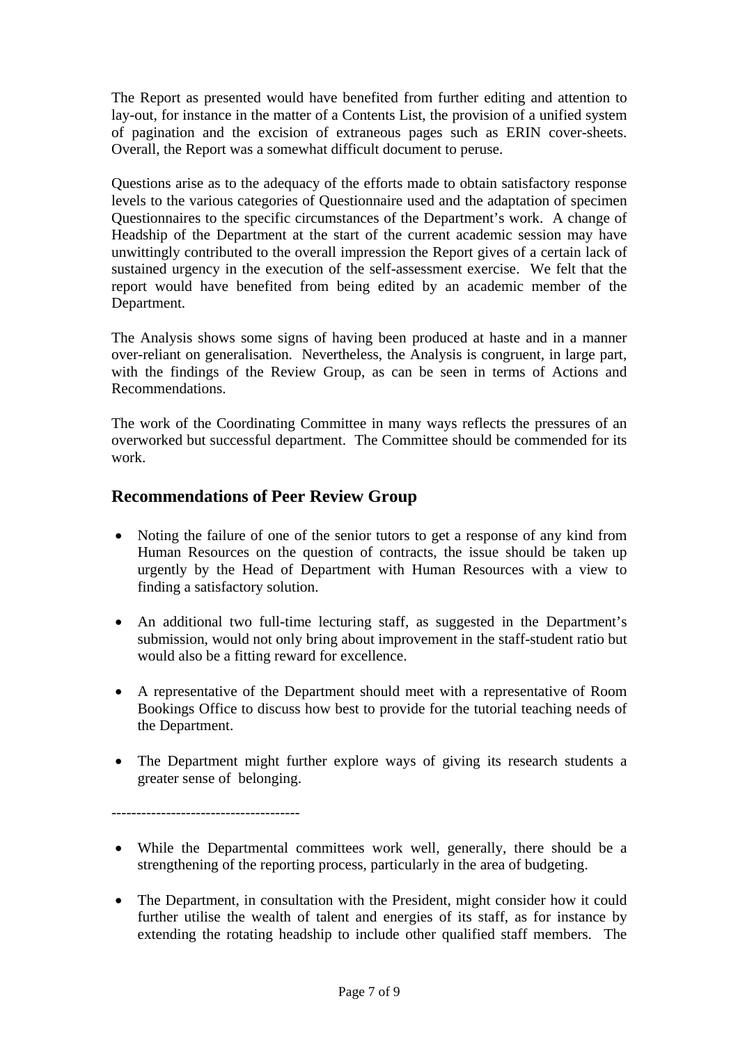The Report as presented would have benefited from further editing and attention to lay-out, for instance in the matter of a Contents List, the provision of a unified system of pagination and the excision of extraneous pages such as ERIN cover-sheets. Overall, the Report was a somewhat difficult document to peruse.

Questions arise as to the adequacy of the efforts made to obtain satisfactory response levels to the various categories of Questionnaire used and the adaptation of specimen Questionnaires to the specific circumstances of the Department's work. A change of Headship of the Department at the start of the current academic session may have unwittingly contributed to the overall impression the Report gives of a certain lack of sustained urgency in the execution of the self-assessment exercise. We felt that the report would have benefited from being edited by an academic member of the Department.

The Analysis shows some signs of having been produced at haste and in a manner over-reliant on generalisation. Nevertheless, the Analysis is congruent, in large part, with the findings of the Review Group, as can be seen in terms of Actions and Recommendations.

The work of the Coordinating Committee in many ways reflects the pressures of an overworked but successful department. The Committee should be commended for its work.

## Recommendations of Peer Review Group

- Noting the failure of one of the senior tutors to get a response of any kind from Human Resources on the question of contracts, the issue should be taken up urgently by the Head of Department with Human Resources with a view to finding a satisfactory solution.

- An additional two full-time lecturing staff, as suggested in the Department's submission, would not only bring about improvement in the staff-student ratio but would also be a fitting reward for excellence.

- A representative of the Department should meet with a representative of Room Bookings Office to discuss how best to provide for the tutorial teaching needs of the Department.

- The Department might further explore ways of giving its research students a greater sense of belonging.

-------------------------------------

- While the Departmental committees work well, generally, there should be a strengthening of the reporting process, particularly in the area of budgeting.

- The Department, in consultation with the President, might consider how it could further utilise the wealth of talent and energies of its staff, as for instance by extending the rotating headship to include other qualified staff members. The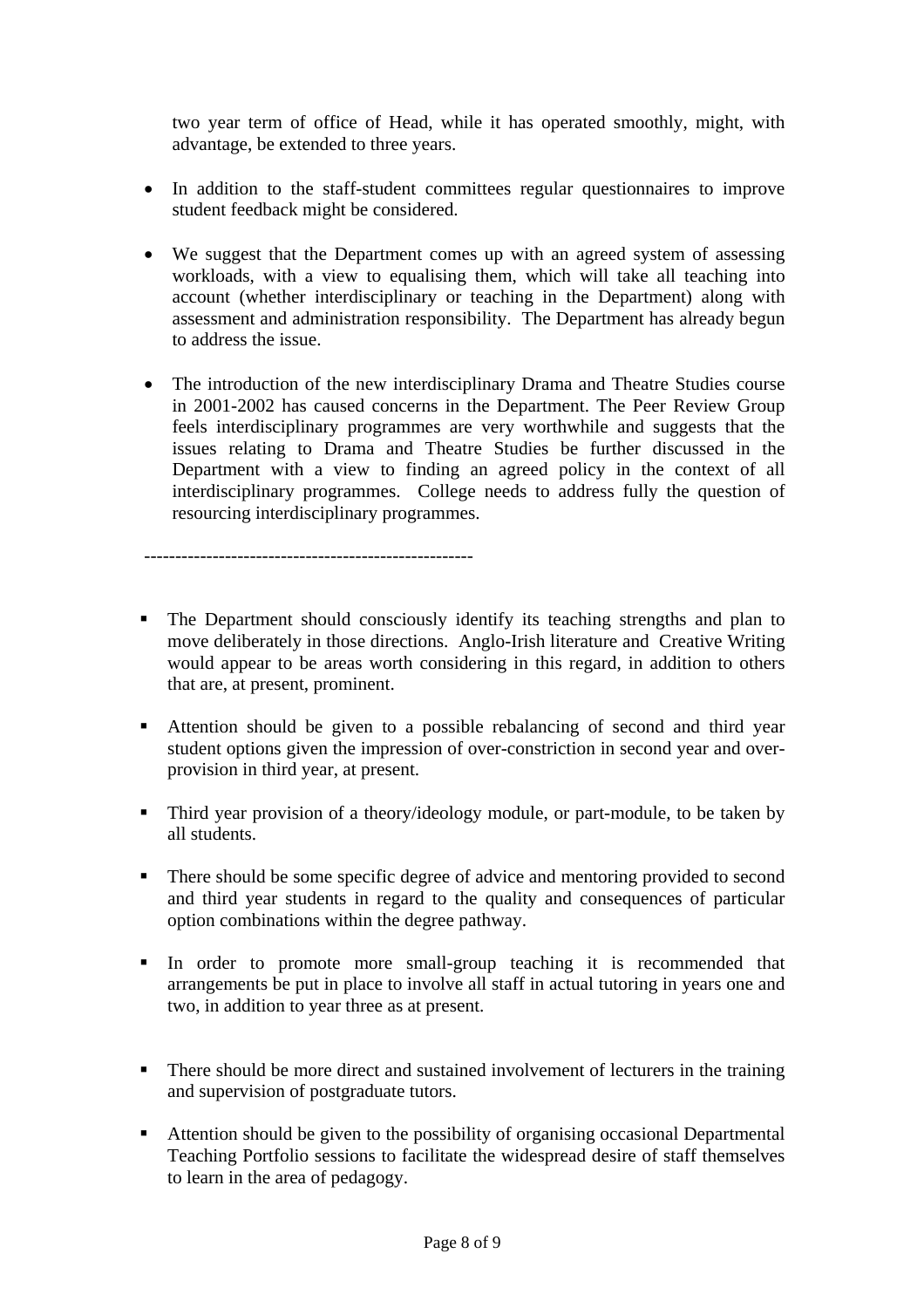two year term of office of Head, while it has operated smoothly, might, with advantage, be extended to three years.

- In addition to the staff-student committees regular questionnaires to improve student feedback might be considered.

- We suggest that the Department comes up with an agreed system of assessing workloads, with a view to equalising them, which will take all teaching into account (whether interdisciplinary or teaching in the Department) along with assessment and administration responsibility. The Department has already begun to address the issue.

- The introduction of the new interdisciplinary Drama and Theatre Studies course in 2001-2002 has caused concerns in the Department. The Peer Review Group feels interdisciplinary programmes are very worthwhile and suggests that the issues relating to Drama and Theatre Studies be further discussed in the Department with a view to finding an agreed policy in the context of all interdisciplinary programmes. College needs to address fully the question of resourcing interdisciplinary programmes.

----------------------------------------------------

- The Department should consciously identify its teaching strengths and plan to move deliberately in those directions. Anglo-Irish literature and Creative Writing would appear to be areas worth considering in this regard, in addition to others that are, at present, prominent.

- Attention should be given to a possible rebalancing of second and third year student options given the impression of over-constriction in second year and over-provision in third year, at present.

- Third year provision of a theory/ideology module, or part-module, to be taken by all students.

- There should be some specific degree of advice and mentoring provided to second and third year students in regard to the quality and consequences of particular option combinations within the degree pathway.

- In order to promote more small-group teaching it is recommended that arrangements be put in place to involve all staff in actual tutoring in years one and two, in addition to year three as at present.

- There should be more direct and sustained involvement of lecturers in the training and supervision of postgraduate tutors.

- Attention should be given to the possibility of organising occasional Departmental Teaching Portfolio sessions to facilitate the widespread desire of staff themselves to learn in the area of pedagogy.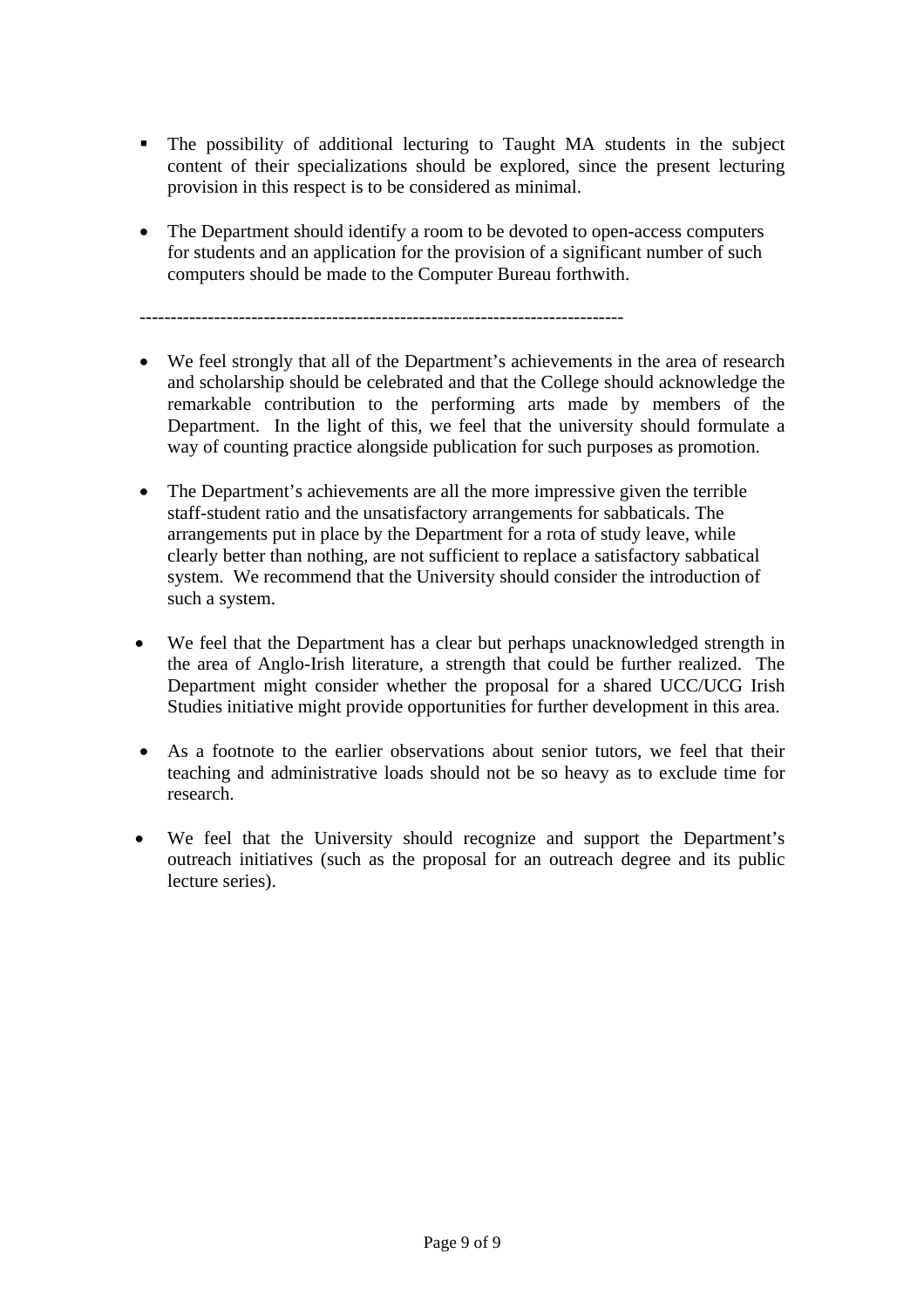- The possibility of additional lecturing to Taught MA students in the subject content of their specializations should be explored, since the present lecturing provision in this respect is to be considered as minimal.

- The Department should identify a room to be devoted to open-access computers for students and an application for the provision of a significant number of such computers should be made to the Computer Bureau forthwith.

---

- We feel strongly that all of the Department's achievements in the area of research and scholarship should be celebrated and that the College should acknowledge the remarkable contribution to the performing arts made by members of the Department. In the light of this, we feel that the university should formulate a way of counting practice alongside publication for such purposes as promotion.

- The Department's achievements are all the more impressive given the terrible staff-student ratio and the unsatisfactory arrangements for sabbaticals. The arrangements put in place by the Department for a rota of study leave, while clearly better than nothing, are not sufficient to replace a satisfactory sabbatical system. We recommend that the University should consider the introduction of such a system.

- We feel that the Department has a clear but perhaps unacknowledged strength in the area of Anglo-Irish literature, a strength that could be further realized. The Department might consider whether the proposal for a shared UCC/UCG Irish Studies initiative might provide opportunities for further development in this area.

- As a footnote to the earlier observations about senior tutors, we feel that their teaching and administrative loads should not be so heavy as to exclude time for research.

- We feel that the University should recognize and support the Department's outreach initiatives (such as the proposal for an outreach degree and its public lecture series).